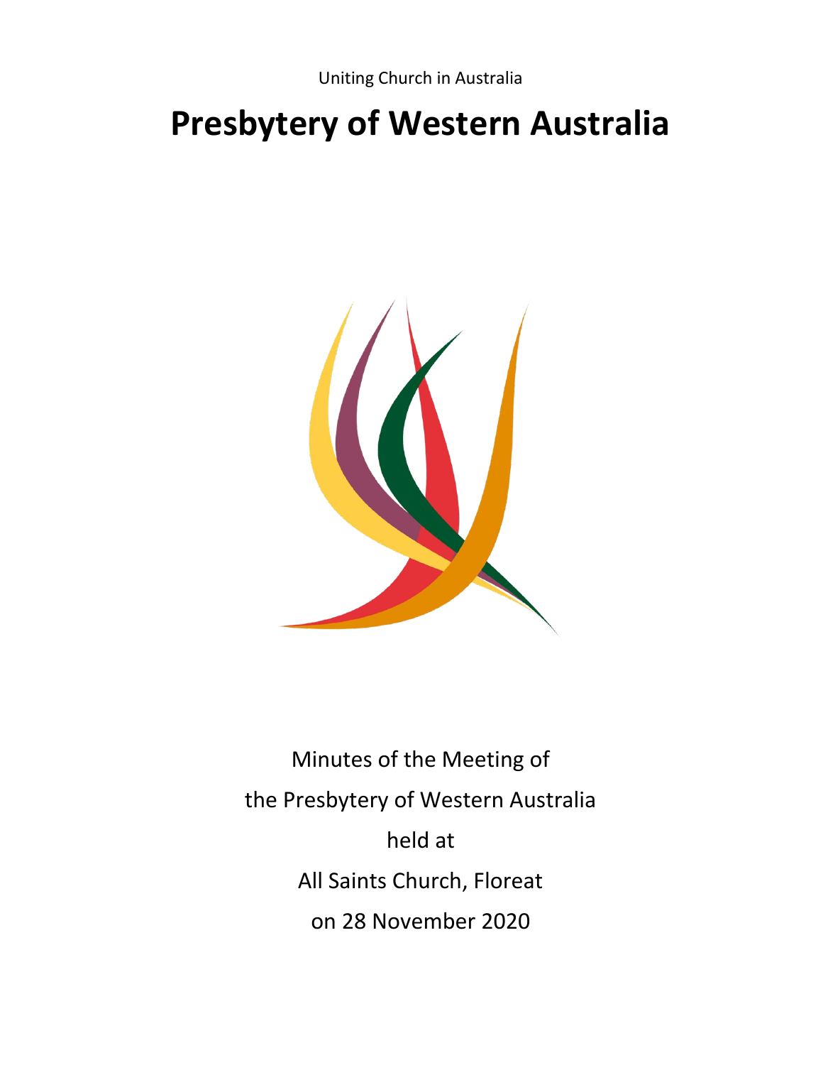Uniting Church in Australia

# Presbytery of Western Australia

Minutes of the Meeting of

the Presbytery of Western Australia

held at

All Saints Church, Floreat

on 28 November 2020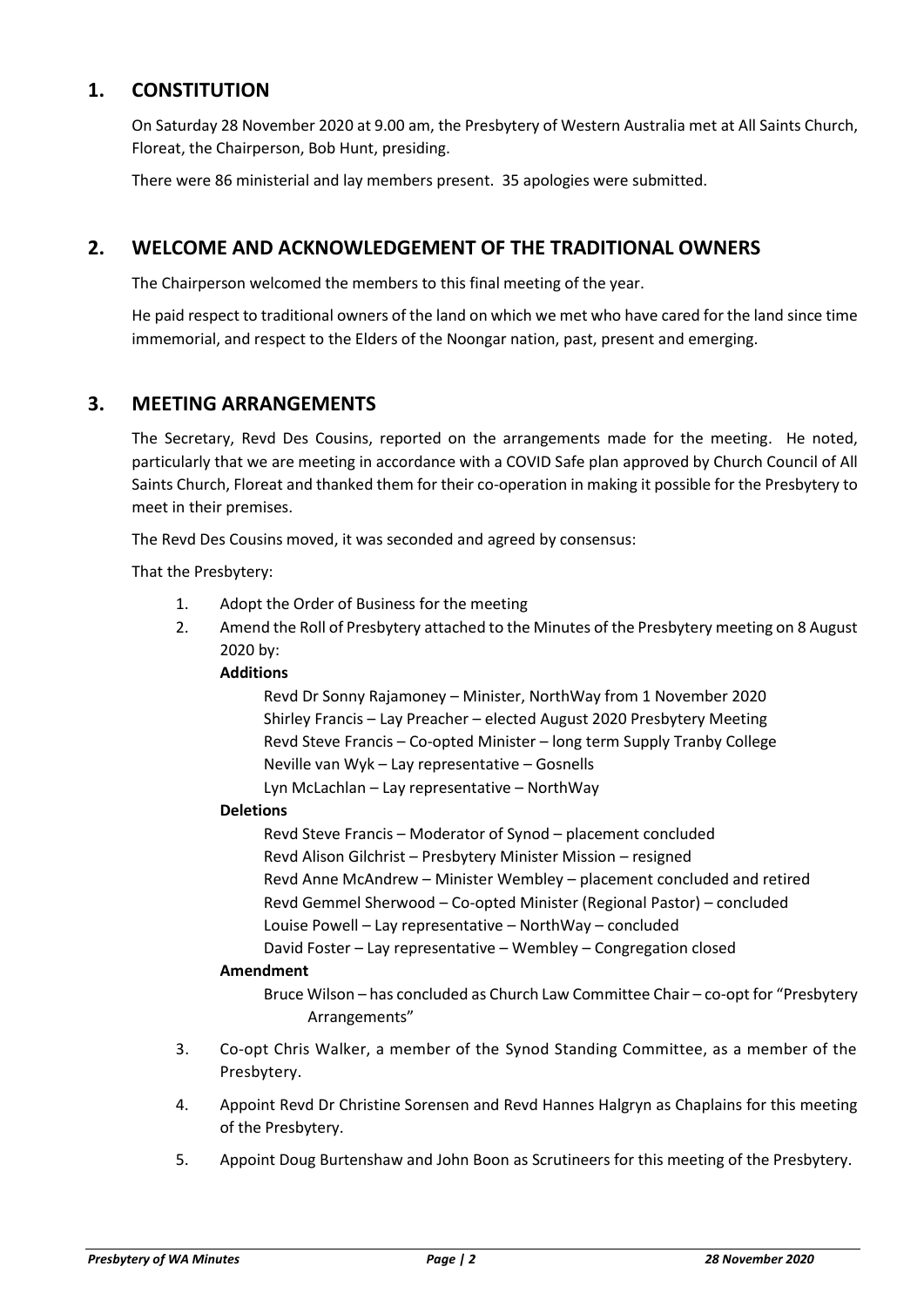## 1. CONSTITUTION

On Saturday 28 November 2020 at 9.00 am, the Presbytery of Western Australia met at All Saints Church, Floreat, the Chairperson, Bob Hunt, presiding.

There were 86 ministerial and lay members present. 35 apologies were submitted.

## 2. WELCOME AND ACKNOWLEDGEMENT OF THE TRADITIONAL OWNERS

The Chairperson welcomed the members to this final meeting of the year.

He paid respect to traditional owners of the land on which we met who have cared for the land since time immemorial, and respect to the Elders of the Noongar nation, past, present and emerging.

## 3. MEETING ARRANGEMENTS

The Secretary, Revd Des Cousins, reported on the arrangements made for the meeting. He noted, particularly that we are meeting in accordance with a COVID Safe plan approved by Church Council of All Saints Church, Floreat and thanked them for their co-operation in making it possible for the Presbytery to meet in their premises.

The Revd Des Cousins moved, it was seconded and agreed by consensus:

That the Presbytery:

1. Adopt the Order of Business for the meeting
2. Amend the Roll of Presbytery attached to the Minutes of the Presbytery meeting on 8 August 2020 by:

   **Additions**

   Revd Dr Sonny Rajamoney – Minister, NorthWay from 1 November 2020
   Shirley Francis – Lay Preacher – elected August 2020 Presbytery Meeting
   Revd Steve Francis – Co-opted Minister – long term Supply Tranby College
   Neville van Wyk – Lay representative – Gosnells
   Lyn McLachlan – Lay representative – NorthWay

   **Deletions**

   Revd Steve Francis – Moderator of Synod – placement concluded
   Revd Alison Gilchrist – Presbytery Minister Mission – resigned
   Revd Anne McAndrew – Minister Wembley – placement concluded and retired
   Revd Gemmel Sherwood – Co-opted Minister (Regional Pastor) – concluded
   Louise Powell – Lay representative – NorthWay – concluded
   David Foster – Lay representative – Wembley – Congregation closed

   **Amendment**

   Bruce Wilson – has concluded as Church Law Committee Chair – co-opt for "Presbytery Arrangements"

3. Co-opt Chris Walker, a member of the Synod Standing Committee, as a member of the Presbytery.
4. Appoint Revd Dr Christine Sorensen and Revd Hannes Halgryn as Chaplains for this meeting of the Presbytery.
5. Appoint Doug Burtenshaw and John Boon as Scrutineers for this meeting of the Presbytery.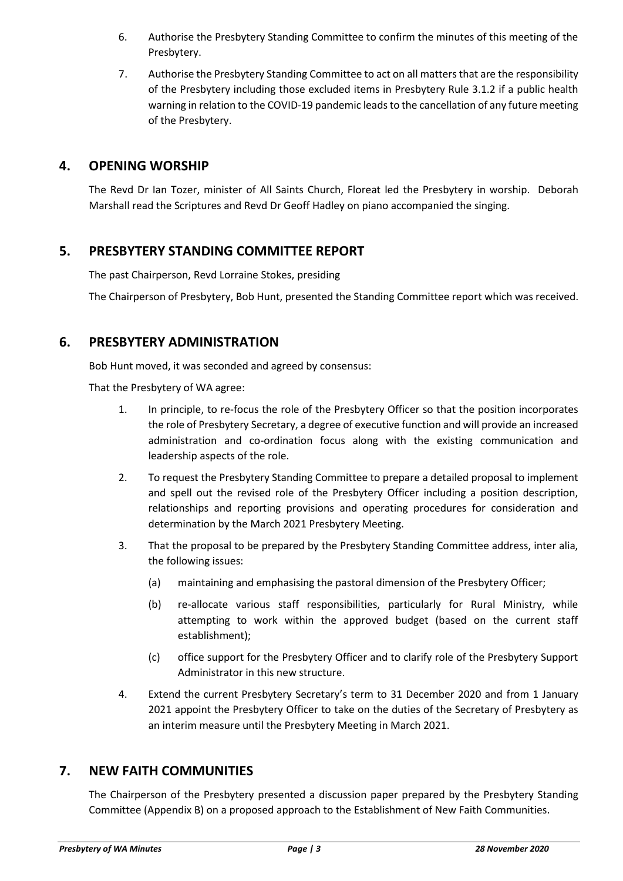6. Authorise the Presbytery Standing Committee to confirm the minutes of this meeting of the Presbytery.
7. Authorise the Presbytery Standing Committee to act on all matters that are the responsibility of the Presbytery including those excluded items in Presbytery Rule 3.1.2 if a public health warning in relation to the COVID-19 pandemic leads to the cancellation of any future meeting of the Presbytery.

## 4. OPENING WORSHIP

The Revd Dr Ian Tozer, minister of All Saints Church, Floreat led the Presbytery in worship. Deborah Marshall read the Scriptures and Revd Dr Geoff Hadley on piano accompanied the singing.

## 5. PRESBYTERY STANDING COMMITTEE REPORT

The past Chairperson, Revd Lorraine Stokes, presiding

The Chairperson of Presbytery, Bob Hunt, presented the Standing Committee report which was received.

## 6. PRESBYTERY ADMINISTRATION

Bob Hunt moved, it was seconded and agreed by consensus:

That the Presbytery of WA agree:

1. In principle, to re-focus the role of the Presbytery Officer so that the position incorporates the role of Presbytery Secretary, a degree of executive function and will provide an increased administration and co-ordination focus along with the existing communication and leadership aspects of the role.
2. To request the Presbytery Standing Committee to prepare a detailed proposal to implement and spell out the revised role of the Presbytery Officer including a position description, relationships and reporting provisions and operating procedures for consideration and determination by the March 2021 Presbytery Meeting.
3. That the proposal to be prepared by the Presbytery Standing Committee address, inter alia, the following issues:
   (a) maintaining and emphasising the pastoral dimension of the Presbytery Officer;
   (b) re-allocate various staff responsibilities, particularly for Rural Ministry, while attempting to work within the approved budget (based on the current staff establishment);
   (c) office support for the Presbytery Officer and to clarify role of the Presbytery Support Administrator in this new structure.
4. Extend the current Presbytery Secretary's term to 31 December 2020 and from 1 January 2021 appoint the Presbytery Officer to take on the duties of the Secretary of Presbytery as an interim measure until the Presbytery Meeting in March 2021.

## 7. NEW FAITH COMMUNITIES

The Chairperson of the Presbytery presented a discussion paper prepared by the Presbytery Standing Committee (Appendix B) on a proposed approach to the Establishment of New Faith Communities.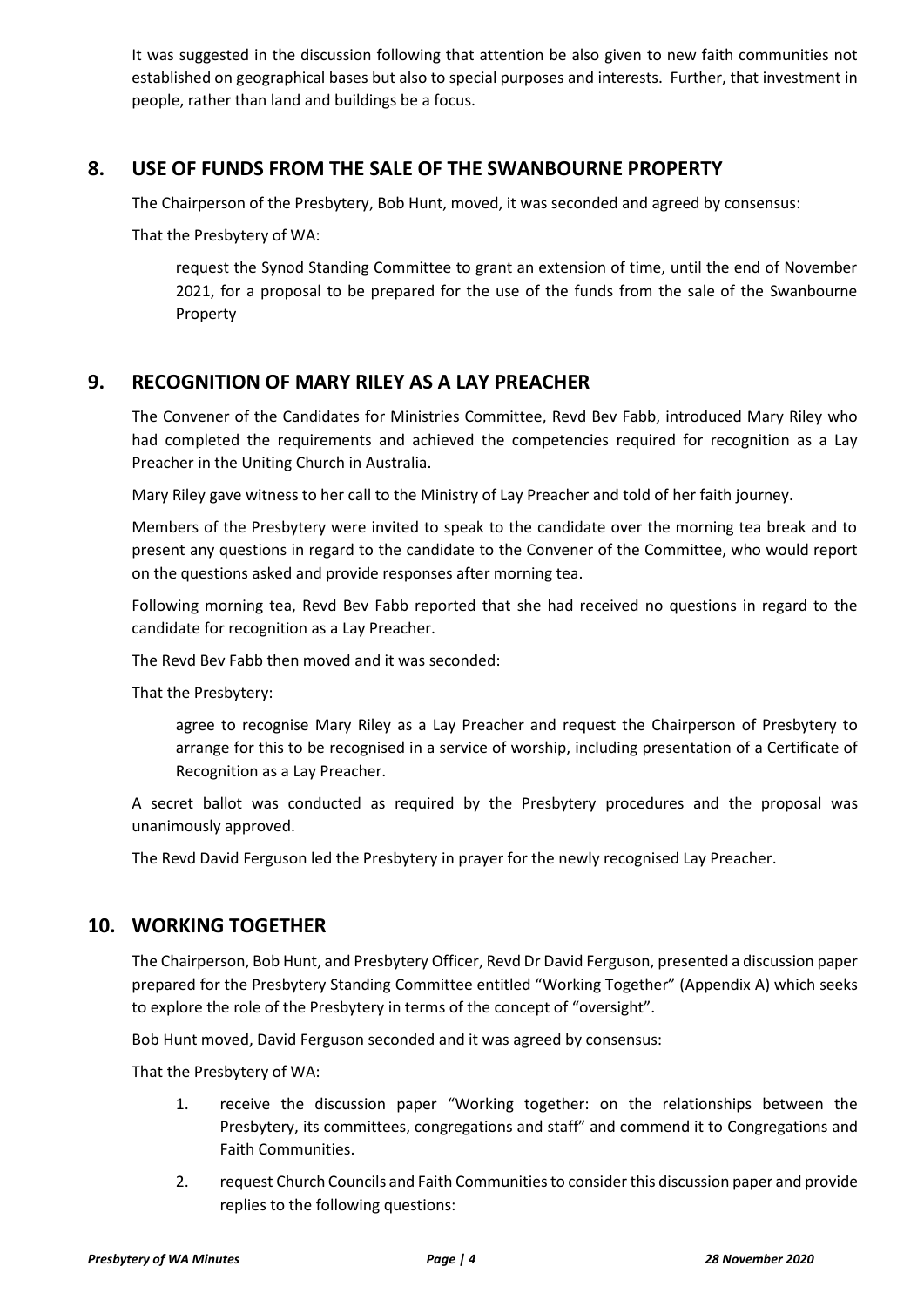It was suggested in the discussion following that attention be also given to new faith communities not established on geographical bases but also to special purposes and interests. Further, that investment in people, rather than land and buildings be a focus.

## 8. USE OF FUNDS FROM THE SALE OF THE SWANBOURNE PROPERTY

The Chairperson of the Presbytery, Bob Hunt, moved, it was seconded and agreed by consensus:

That the Presbytery of WA:

> request the Synod Standing Committee to grant an extension of time, until the end of November 2021, for a proposal to be prepared for the use of the funds from the sale of the Swanbourne Property

## 9. RECOGNITION OF MARY RILEY AS A LAY PREACHER

The Convener of the Candidates for Ministries Committee, Revd Bev Fabb, introduced Mary Riley who had completed the requirements and achieved the competencies required for recognition as a Lay Preacher in the Uniting Church in Australia.

Mary Riley gave witness to her call to the Ministry of Lay Preacher and told of her faith journey.

Members of the Presbytery were invited to speak to the candidate over the morning tea break and to present any questions in regard to the candidate to the Convener of the Committee, who would report on the questions asked and provide responses after morning tea.

Following morning tea, Revd Bev Fabb reported that she had received no questions in regard to the candidate for recognition as a Lay Preacher.

The Revd Bev Fabb then moved and it was seconded:

That the Presbytery:

> agree to recognise Mary Riley as a Lay Preacher and request the Chairperson of Presbytery to arrange for this to be recognised in a service of worship, including presentation of a Certificate of Recognition as a Lay Preacher.

A secret ballot was conducted as required by the Presbytery procedures and the proposal was unanimously approved.

The Revd David Ferguson led the Presbytery in prayer for the newly recognised Lay Preacher.

## 10. WORKING TOGETHER

The Chairperson, Bob Hunt, and Presbytery Officer, Revd Dr David Ferguson, presented a discussion paper prepared for the Presbytery Standing Committee entitled "Working Together" (Appendix A) which seeks to explore the role of the Presbytery in terms of the concept of "oversight".

Bob Hunt moved, David Ferguson seconded and it was agreed by consensus:

That the Presbytery of WA:

1. receive the discussion paper "Working together: on the relationships between the Presbytery, its committees, congregations and staff" and commend it to Congregations and Faith Communities.
2. request Church Councils and Faith Communities to consider this discussion paper and provide replies to the following questions: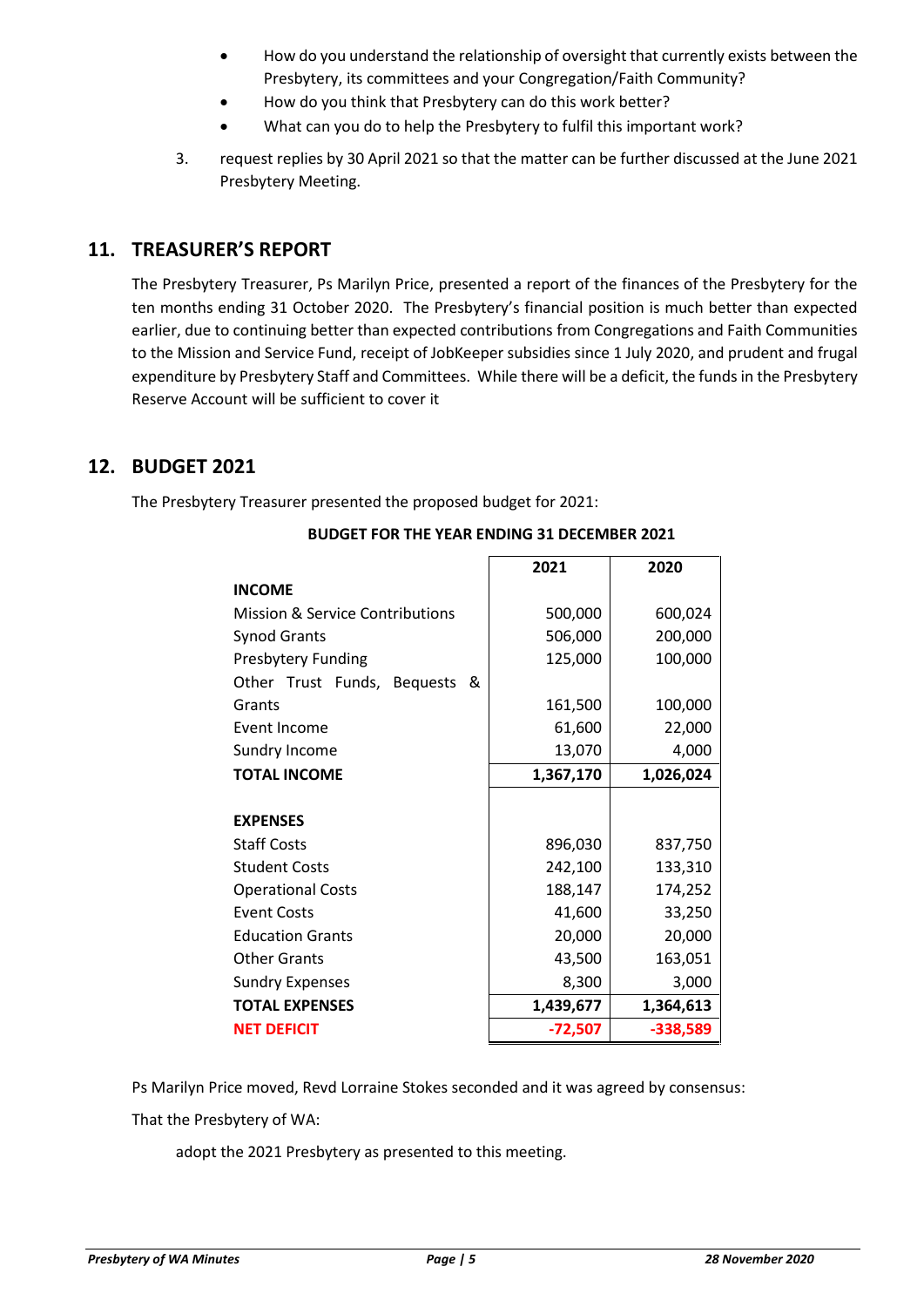- How do you understand the relationship of oversight that currently exists between the Presbytery, its committees and your Congregation/Faith Community?
- How do you think that Presbytery can do this work better?
- What can you do to help the Presbytery to fulfil this important work?

3. request replies by 30 April 2021 so that the matter can be further discussed at the June 2021 Presbytery Meeting.

## 11. TREASURER'S REPORT

The Presbytery Treasurer, Ps Marilyn Price, presented a report of the finances of the Presbytery for the ten months ending 31 October 2020. The Presbytery's financial position is much better than expected earlier, due to continuing better than expected contributions from Congregations and Faith Communities to the Mission and Service Fund, receipt of JobKeeper subsidies since 1 July 2020, and prudent and frugal expenditure by Presbytery Staff and Committees. While there will be a deficit, the funds in the Presbytery Reserve Account will be sufficient to cover it

## 12. BUDGET 2021

The Presbytery Treasurer presented the proposed budget for 2021:

**BUDGET FOR THE YEAR ENDING 31 DECEMBER 2021**

| | 2021 | 2020 |
|---|---|---|
| **INCOME** | | |
| Mission & Service Contributions | 500,000 | 600,024 |
| Synod Grants | 506,000 | 200,000 |
| Presbytery Funding | 125,000 | 100,000 |
| Other Trust Funds, Bequests & Grants | 161,500 | 100,000 |
| Event Income | 61,600 | 22,000 |
| Sundry Income | 13,070 | 4,000 |
| **TOTAL INCOME** | **1,367,170** | **1,026,024** |
| | | |
| **EXPENSES** | | |
| Staff Costs | 896,030 | 837,750 |
| Student Costs | 242,100 | 133,310 |
| Operational Costs | 188,147 | 174,252 |
| Event Costs | 41,600 | 33,250 |
| Education Grants | 20,000 | 20,000 |
| Other Grants | 43,500 | 163,051 |
| Sundry Expenses | 8,300 | 3,000 |
| **TOTAL EXPENSES** | **1,439,677** | **1,364,613** |
| **NET DEFICIT** | **-72,507** | **-338,589** |

Ps Marilyn Price moved, Revd Lorraine Stokes seconded and it was agreed by consensus:

That the Presbytery of WA:

adopt the 2021 Presbytery as presented to this meeting.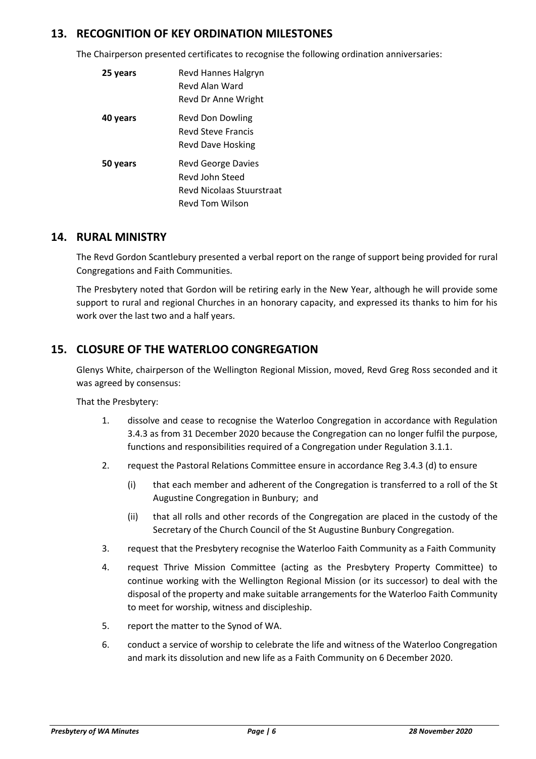## 13. RECOGNITION OF KEY ORDINATION MILESTONES

The Chairperson presented certificates to recognise the following ordination anniversaries:

| | |
|---|---|
| **25 years** | Revd Hannes Halgryn<br>Revd Alan Ward<br>Revd Dr Anne Wright |
| **40 years** | Revd Don Dowling<br>Revd Steve Francis<br>Revd Dave Hosking |
| **50 years** | Revd George Davies<br>Revd John Steed<br>Revd Nicolaas Stuurstraat<br>Revd Tom Wilson |

## 14. RURAL MINISTRY

The Revd Gordon Scantlebury presented a verbal report on the range of support being provided for rural Congregations and Faith Communities.

The Presbytery noted that Gordon will be retiring early in the New Year, although he will provide some support to rural and regional Churches in an honorary capacity, and expressed its thanks to him for his work over the last two and a half years.

## 15. CLOSURE OF THE WATERLOO CONGREGATION

Glenys White, chairperson of the Wellington Regional Mission, moved, Revd Greg Ross seconded and it was agreed by consensus:

That the Presbytery:

1. dissolve and cease to recognise the Waterloo Congregation in accordance with Regulation 3.4.3 as from 31 December 2020 because the Congregation can no longer fulfil the purpose, functions and responsibilities required of a Congregation under Regulation 3.1.1.
2. request the Pastoral Relations Committee ensure in accordance Reg 3.4.3 (d) to ensure
   - (i) that each member and adherent of the Congregation is transferred to a roll of the St Augustine Congregation in Bunbury; and
   - (ii) that all rolls and other records of the Congregation are placed in the custody of the Secretary of the Church Council of the St Augustine Bunbury Congregation.
3. request that the Presbytery recognise the Waterloo Faith Community as a Faith Community
4. request Thrive Mission Committee (acting as the Presbytery Property Committee) to continue working with the Wellington Regional Mission (or its successor) to deal with the disposal of the property and make suitable arrangements for the Waterloo Faith Community to meet for worship, witness and discipleship.
5. report the matter to the Synod of WA.
6. conduct a service of worship to celebrate the life and witness of the Waterloo Congregation and mark its dissolution and new life as a Faith Community on 6 December 2020.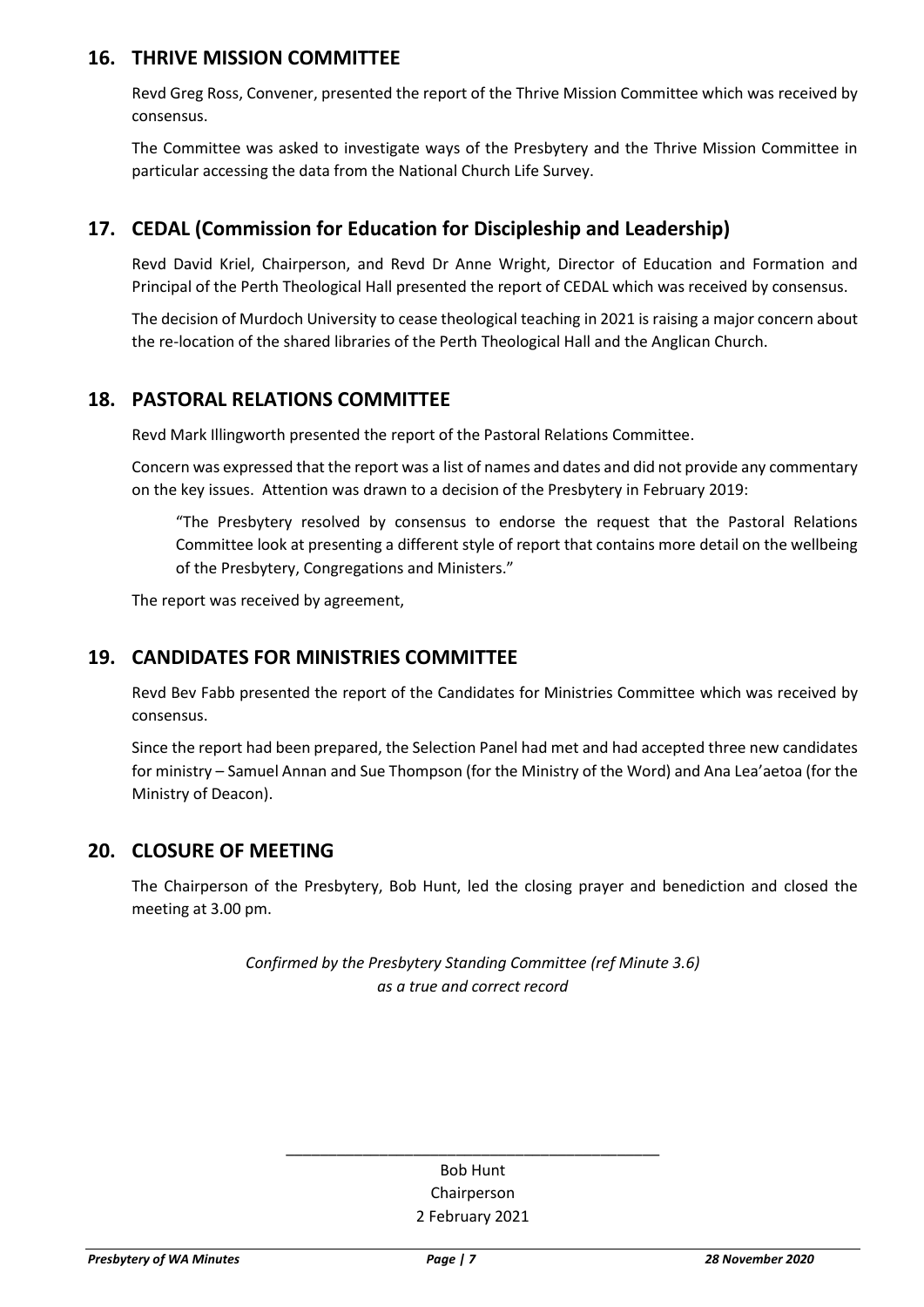## 16. THRIVE MISSION COMMITTEE

Revd Greg Ross, Convener, presented the report of the Thrive Mission Committee which was received by consensus.

The Committee was asked to investigate ways of the Presbytery and the Thrive Mission Committee in particular accessing the data from the National Church Life Survey.

## 17. CEDAL (Commission for Education for Discipleship and Leadership)

Revd David Kriel, Chairperson, and Revd Dr Anne Wright, Director of Education and Formation and Principal of the Perth Theological Hall presented the report of CEDAL which was received by consensus.

The decision of Murdoch University to cease theological teaching in 2021 is raising a major concern about the re-location of the shared libraries of the Perth Theological Hall and the Anglican Church.

## 18. PASTORAL RELATIONS COMMITTEE

Revd Mark Illingworth presented the report of the Pastoral Relations Committee.

Concern was expressed that the report was a list of names and dates and did not provide any commentary on the key issues. Attention was drawn to a decision of the Presbytery in February 2019:

> "The Presbytery resolved by consensus to endorse the request that the Pastoral Relations Committee look at presenting a different style of report that contains more detail on the wellbeing of the Presbytery, Congregations and Ministers."

The report was received by agreement,

## 19. CANDIDATES FOR MINISTRIES COMMITTEE

Revd Bev Fabb presented the report of the Candidates for Ministries Committee which was received by consensus.

Since the report had been prepared, the Selection Panel had met and had accepted three new candidates for ministry – Samuel Annan and Sue Thompson (for the Ministry of the Word) and Ana Lea'aetoa (for the Ministry of Deacon).

## 20. CLOSURE OF MEETING

The Chairperson of the Presbytery, Bob Hunt, led the closing prayer and benediction and closed the meeting at 3.00 pm.

*Confirmed by the Presbytery Standing Committee (ref Minute 3.6)*
*as a true and correct record*

_____________________________________________

Bob Hunt
Chairperson
2 February 2021